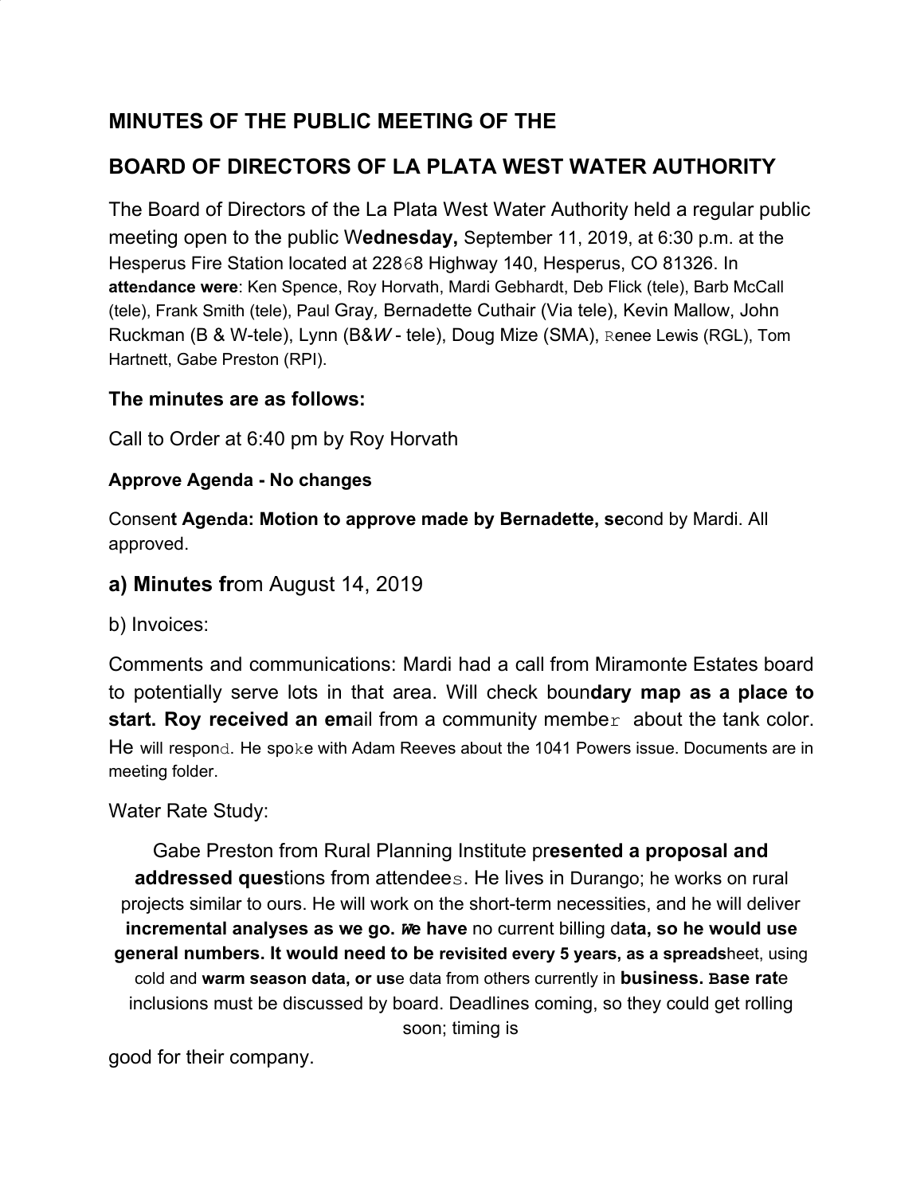## MINUTES OF THE PUBLIC MEETING OF THE

## BOARD OF DIRECTORS OF LA PLATA WEST WATER AUTHORITY

The Board of Directors of the La Plata West Water Authority held a regular public meeting open to the public Wednesday, September 11, 2019, at 6:30 p.m. at the Hesperus Fire Station located at 22868 Highway 140, Hesperus, CO 81326. In **attendance were**: Ken Spence, Roy Horvath, Mardi Gebhardt, Deb Flick (tele), Barb McCall (tele), Frank Smith (tele), Paul Gray, Bernadette Cuthair (Via tele), Kevin Mallow, John Ruckman (B & W-tele), Lynn (B&W - tele), Doug Mize (SMA), Renee Lewis (RGL), Tom Hartnett, Gabe Preston (RPI).

### The minutes are as follows:

Call to Order at 6:40 pm by Roy Horvath

#### Approve Agenda - No changes

Consent Agenda: Motion to approve made by Bernadette, second by Mardi. All approved.

### a) Minutes from August 14, 2019

b) Invoices:

Comments and communications: Mardi had a call from Miramonte Estates board to potentially serve lots in that area. Will check boundary map as a place to start. Roy received an email from a community member about the tank color. He will respond. He spoke with Adam Reeves about the 1041 Powers issue. Documents are in meeting folder.

Water Rate Study:

Gabe Preston from Rural Planning Institute presented a proposal and addressed questions from attendees. He lives in Durango; he works on rural projects similar to ours. He will work on the short-term necessities, and he will deliver incremental analyses as we go. We have no current billing data, so he would use general numbers. It would need to be revisited every 5 years, as a spreadsheet, using cold and warm season data, or use data from others currently in business. Base rate inclusions must be discussed by board. Deadlines coming, so they could get rolling soon; timing is good for their company.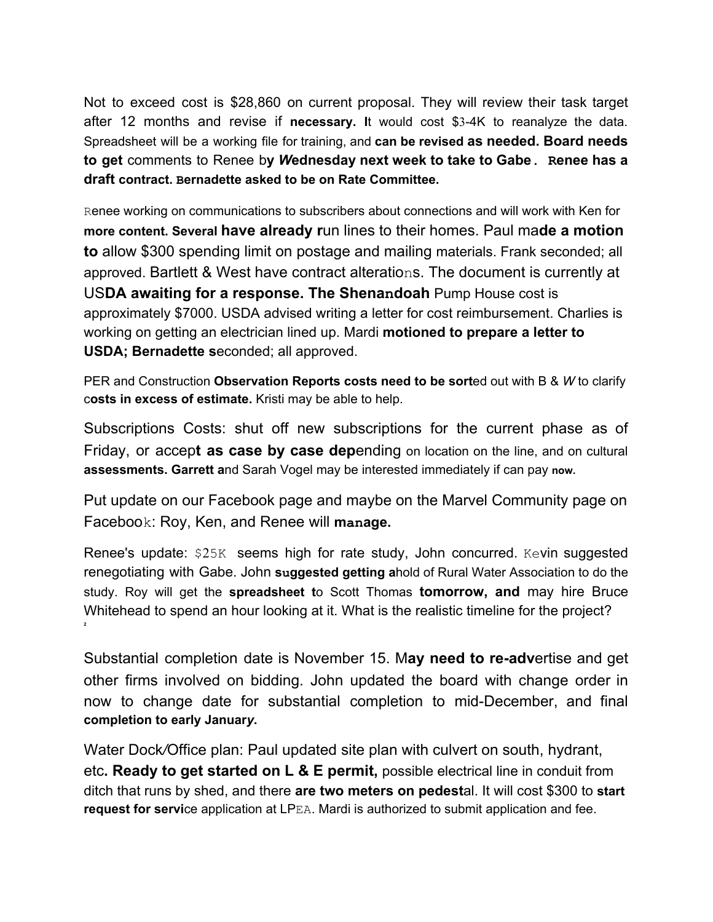Not to exceed cost is $28,860 on current proposal. They will review their task target after 12 months and revise if necessary. It would cost $3-4K to reanalyze the data. Spreadsheet will be a working file for training, and can be revised as needed. Board needs to get comments to Renee by Wednesday next week to take to Gabe. Renee has a draft contract. Bernadette asked to be on Rate Committee.

Renee working on communications to subscribers about connections and will work with Ken for more content. Several have already run lines to their homes. Paul made a motion to allow $300 spending limit on postage and mailing materials. Frank seconded; all approved. Bartlett & West have contract alterations. The document is currently at USDA awaiting for a response. The Shenandoah Pump House cost is approximately $7000. USDA advised writing a letter for cost reimbursement. Charlies is working on getting an electrician lined up. Mardi motioned to prepare a letter to USDA; Bernadette seconded; all approved.

PER and Construction Observation Reports costs need to be sorted out with B & W to clarify costs in excess of estimate. Kristi may be able to help.

Subscriptions Costs: shut off new subscriptions for the current phase as of Friday, or accept as case by case depending on location on the line, and on cultural assessments. Garrett and Sarah Vogel may be interested immediately if can pay now.

Put update on our Facebook page and maybe on the Marvel Community page on Facebook: Roy, Ken, and Renee will manage.

Renee's update: $25K seems high for rate study, John concurred. Kevin suggested renegotiating with Gabe. John suggested getting ahold of Rural Water Association to do the study. Roy will get the spreadsheet to Scott Thomas tomorrow, and may hire Bruce Whitehead to spend an hour looking at it. What is the realistic timeline for the project?

Substantial completion date is November 15. May need to re-advertise and get other firms involved on bidding. John updated the board with change order in now to change date for substantial completion to mid-December, and final completion to early January.

Water Dock/Office plan: Paul updated site plan with culvert on south, hydrant, etc. Ready to get started on L & E permit, possible electrical line in conduit from ditch that runs by shed, and there are two meters on pedestal. It will cost $300 to start request for service application at LPEA. Mardi is authorized to submit application and fee.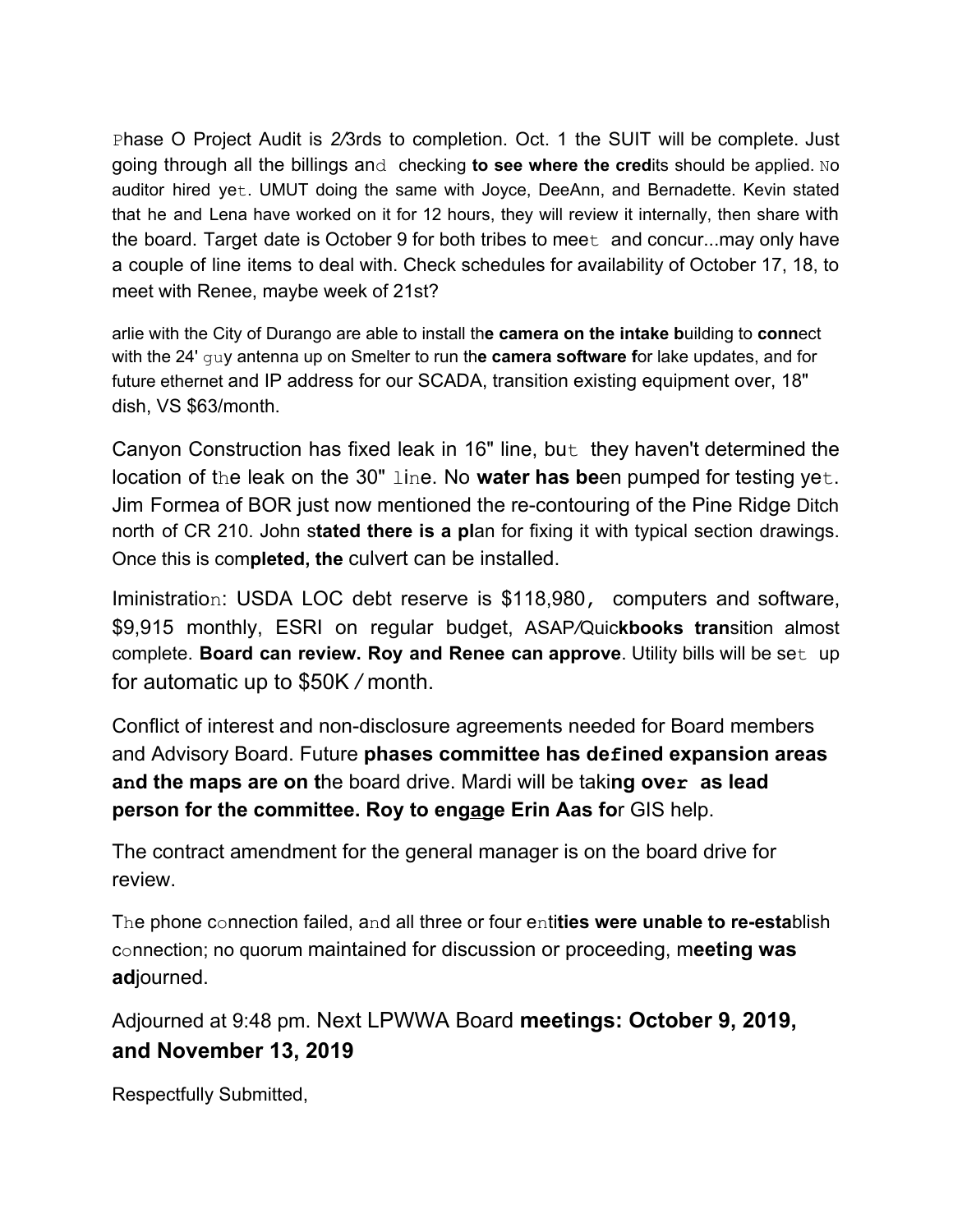Phase O Project Audit is 2/3rds to completion. Oct. 1 the SUIT will be complete. Just going through all the billings and checking **to see where the cred**its should be applied. No auditor hired yet. UMUT doing the same with Joyce, DeeAnn, and Bernadette. Kevin stated that he and Lena have worked on it for 12 hours, they will review it internally, then share with the board. Target date is October 9 for both tribes to meet and concur...may only have a couple of line items to deal with. Check schedules for availability of October 17, 18, to meet with Renee, maybe week of 21st?

arlie with the City of Durango are able to install th**e camera on the intake b**uilding to **conn**ect with the 24' guy antenna up on Smelter to run th**e camera software f**or lake updates, and for future ethernet and IP address for our SCADA, transition existing equipment over, 18" dish, VS $63/month.

Canyon Construction has fixed leak in 16" line, but they haven't determined the location of the leak on the 30" line. No **water has be**en pumped for testing yet. Jim Formea of BOR just now mentioned the re-contouring of the Pine Ridge Ditch north of CR 210. John s**tated there is a pl**an for fixing it with typical section drawings. Once this is com**pleted, the** culvert can be installed.

Iministration: USDA LOC debt reserve is $118,980, computers and software, $9,915 monthly, ESRI on regular budget, ASAP/Quic**kbooks tran**sition almost complete. **Board can review. Roy and Renee can approve**. Utility bills will be set up for automatic up to $50K / month.

Conflict of interest and non-disclosure agreements needed for Board members and Advisory Board. Future **phases committee has defined expansion areas and the maps are on t**he board drive. Mardi will be taki**ng over as lead person for the committee. Roy to engage Erin Aas fo**r GIS help.

The contract amendment for the general manager is on the board drive for review.

The phone connection failed, and all three or four enti**ties were unable to re-esta**blish connection; no quorum maintained for discussion or proceeding, m**eeting was ad**journed.

Adjourned at 9:48 pm. Next LPWWA Board **meetings: October 9, 2019, and November 13, 2019**

Respectfully Submitted,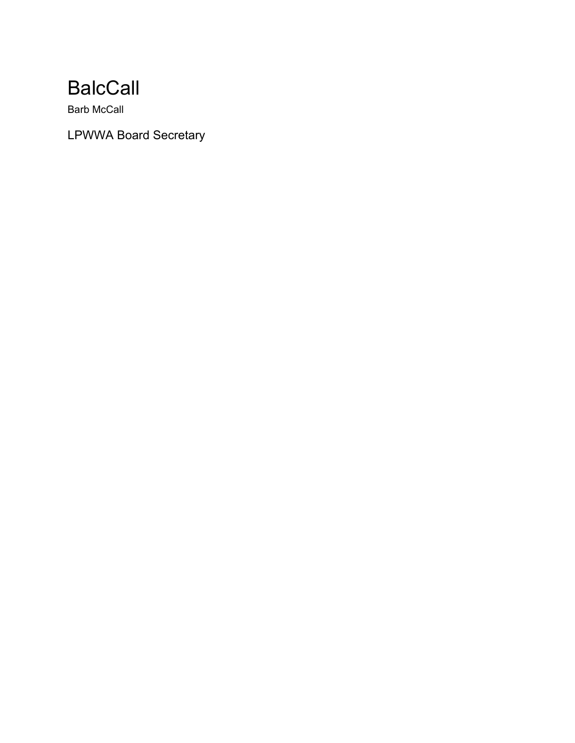BalcCall

Barb McCall

LPWWA Board Secretary